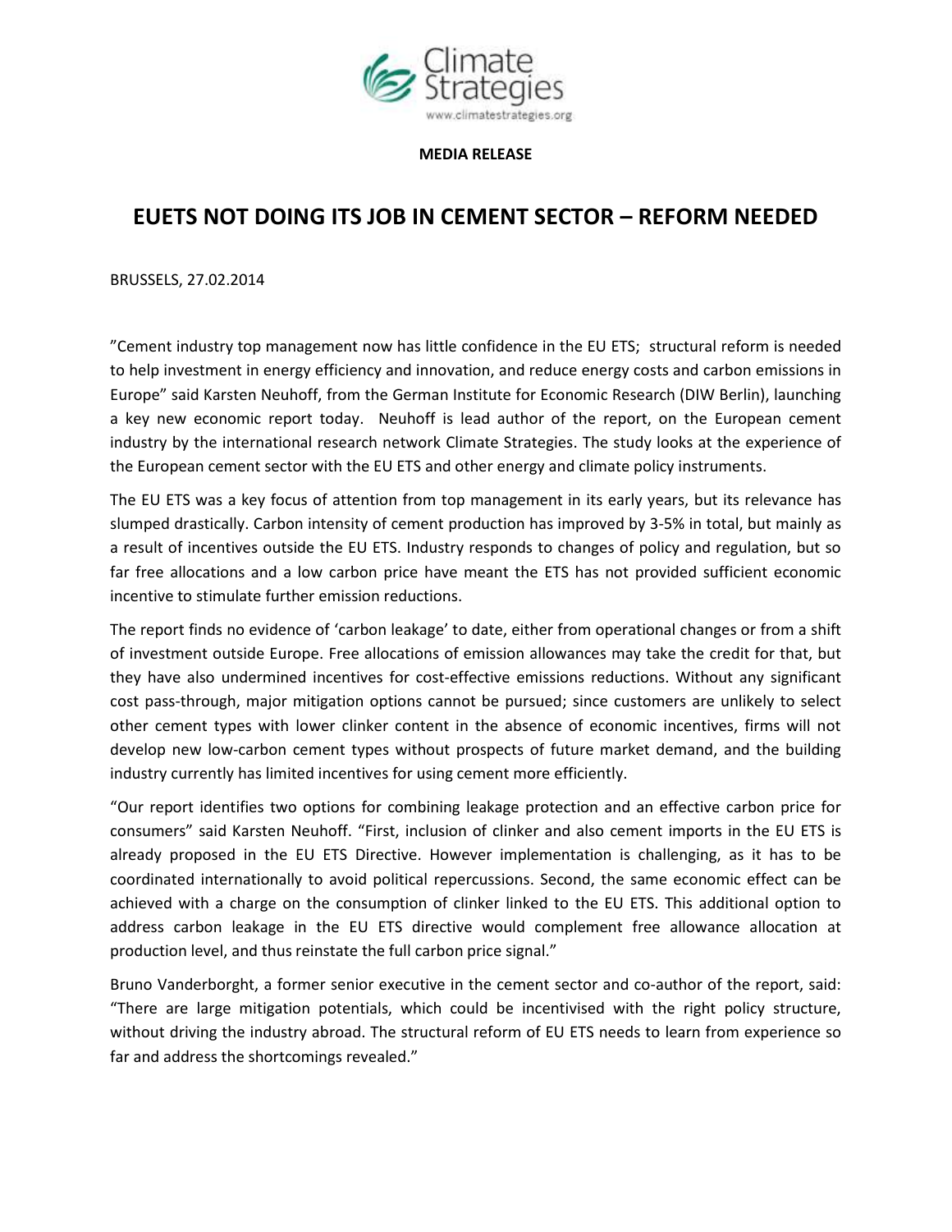**MEDIA RELEASE**

# EUETS NOT DOING ITS JOB IN CEMENT SECTOR – REFORM NEEDED

BRUSSELS, 27.02.2014

"Cement industry top management now has little confidence in the EU ETS; structural reform is needed to help investment in energy efficiency and innovation, and reduce energy costs and carbon emissions in Europe" said Karsten Neuhoff, from the German Institute for Economic Research (DIW Berlin), launching a key new economic report today. Neuhoff is lead author of the report, on the European cement industry by the international research network Climate Strategies. The study looks at the experience of the European cement sector with the EU ETS and other energy and climate policy instruments.

The EU ETS was a key focus of attention from top management in its early years, but its relevance has slumped drastically. Carbon intensity of cement production has improved by 3-5% in total, but mainly as a result of incentives outside the EU ETS. Industry responds to changes of policy and regulation, but so far free allocations and a low carbon price have meant the ETS has not provided sufficient economic incentive to stimulate further emission reductions.

The report finds no evidence of 'carbon leakage' to date, either from operational changes or from a shift of investment outside Europe. Free allocations of emission allowances may take the credit for that, but they have also undermined incentives for cost-effective emissions reductions. Without any significant cost pass-through, major mitigation options cannot be pursued; since customers are unlikely to select other cement types with lower clinker content in the absence of economic incentives, firms will not develop new low-carbon cement types without prospects of future market demand, and the building industry currently has limited incentives for using cement more efficiently.

"Our report identifies two options for combining leakage protection and an effective carbon price for consumers" said Karsten Neuhoff. "First, inclusion of clinker and also cement imports in the EU ETS is already proposed in the EU ETS Directive. However implementation is challenging, as it has to be coordinated internationally to avoid political repercussions. Second, the same economic effect can be achieved with a charge on the consumption of clinker linked to the EU ETS. This additional option to address carbon leakage in the EU ETS directive would complement free allowance allocation at production level, and thus reinstate the full carbon price signal."

Bruno Vanderborght, a former senior executive in the cement sector and co-author of the report, said: "There are large mitigation potentials, which could be incentivised with the right policy structure, without driving the industry abroad. The structural reform of EU ETS needs to learn from experience so far and address the shortcomings revealed."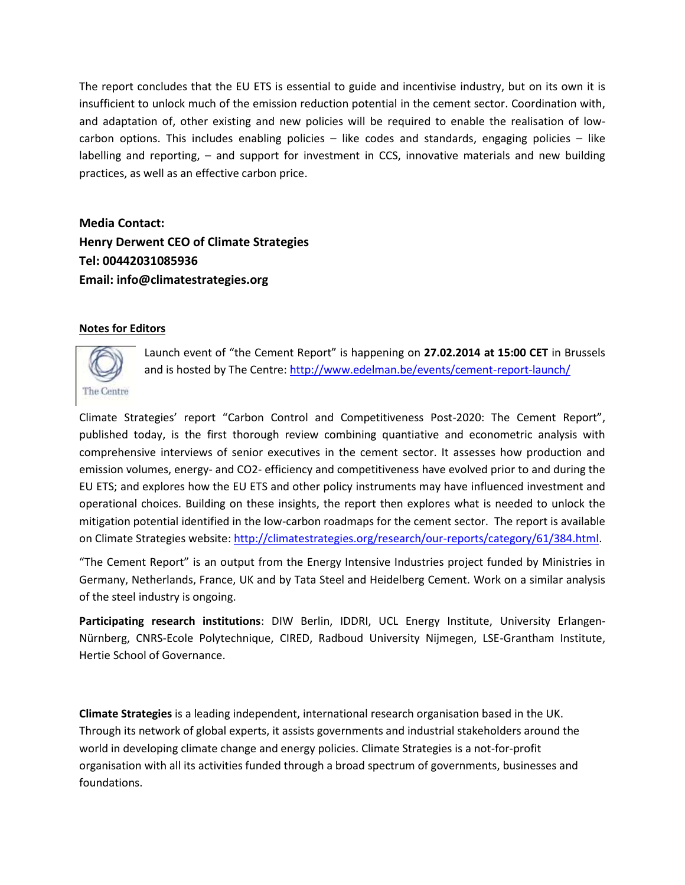The report concludes that the EU ETS is essential to guide and incentivise industry, but on its own it is insufficient to unlock much of the emission reduction potential in the cement sector. Coordination with, and adaptation of, other existing and new policies will be required to enable the realisation of low-carbon options. This includes enabling policies – like codes and standards, engaging policies – like labelling and reporting, – and support for investment in CCS, innovative materials and new building practices, as well as an effective carbon price.

**Media Contact:**
**Henry Derwent CEO of Climate Strategies**
**Tel: 00442031085936**
**Email: info@climatestrategies.org**

**Notes for Editors**

The Centre

Launch event of "the Cement Report" is happening on **27.02.2014 at 15:00 CET** in Brussels and is hosted by The Centre: http://www.edelman.be/events/cement-report-launch/

Climate Strategies' report "Carbon Control and Competitiveness Post-2020: The Cement Report", published today, is the first thorough review combining quantiative and econometric analysis with comprehensive interviews of senior executives in the cement sector. It assesses how production and emission volumes, energy- and CO2- efficiency and competitiveness have evolved prior to and during the EU ETS; and explores how the EU ETS and other policy instruments may have influenced investment and operational choices. Building on these insights, the report then explores what is needed to unlock the mitigation potential identified in the low-carbon roadmaps for the cement sector. The report is available on Climate Strategies website: http://climatestrategies.org/research/our-reports/category/61/384.html.

"The Cement Report" is an output from the Energy Intensive Industries project funded by Ministries in Germany, Netherlands, France, UK and by Tata Steel and Heidelberg Cement. Work on a similar analysis of the steel industry is ongoing.

**Participating research institutions**: DIW Berlin, IDDRI, UCL Energy Institute, University Erlangen-Nürnberg, CNRS-Ecole Polytechnique, CIRED, Radboud University Nijmegen, LSE-Grantham Institute, Hertie School of Governance.

**Climate Strategies** is a leading independent, international research organisation based in the UK. Through its network of global experts, it assists governments and industrial stakeholders around the world in developing climate change and energy policies. Climate Strategies is a not-for-profit organisation with all its activities funded through a broad spectrum of governments, businesses and foundations.